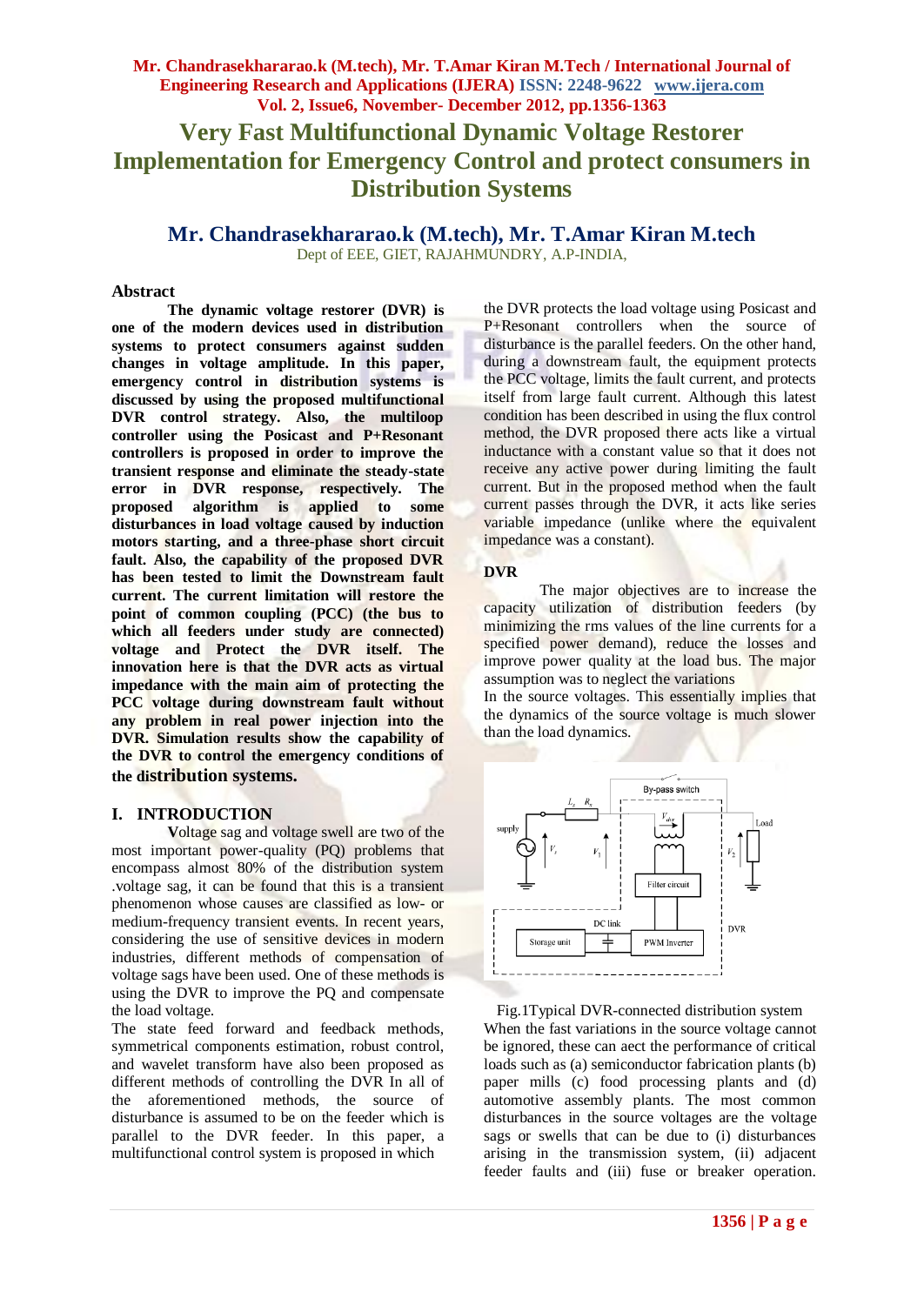# Very Fast Multifunctional Dynamic Voltage Restorer Implementation for Emergency Control and protect consumers in Distribution Systems

**Mr. Chandrasekhararao.k (M.tech), Mr. T.Amar Kiran M.tech**

Dept of EEE, GIET, RAJAHMUNDRY, A.P-INDIA,

## Abstract

**The dynamic voltage restorer (DVR) is one of the modern devices used in distribution systems to protect consumers against sudden changes in voltage amplitude. In this paper, emergency control in distribution systems is discussed by using the proposed multifunctional DVR control strategy. Also, the multiloop controller using the Posicast and P+Resonant controllers is proposed in order to improve the transient response and eliminate the steady-state error in DVR response, respectively. The proposed algorithm is applied to some disturbances in load voltage caused by induction motors starting, and a three-phase short circuit fault. Also, the capability of the proposed DVR has been tested to limit the Downstream fault current. The current limitation will restore the point of common coupling (PCC) (the bus to which all feeders under study are connected) voltage and Protect the DVR itself. The innovation here is that the DVR acts as virtual impedance with the main aim of protecting the PCC voltage during downstream fault without any problem in real power injection into the DVR. Simulation results show the capability of the DVR to control the emergency conditions of the distribution systems.**

## I. INTRODUCTION

Voltage sag and voltage swell are two of the most important power-quality (PQ) problems that encompass almost 80% of the distribution system .voltage sag, it can be found that this is a transient phenomenon whose causes are classified as low- or medium-frequency transient events. In recent years, considering the use of sensitive devices in modern industries, different methods of compensation of voltage sags have been used. One of these methods is using the DVR to improve the PQ and compensate the load voltage.

The state feed forward and feedback methods, symmetrical components estimation, robust control, and wavelet transform have also been proposed as different methods of controlling the DVR In all of the aforementioned methods, the source of disturbance is assumed to be on the feeder which is parallel to the DVR feeder. In this paper, a multifunctional control system is proposed in which the DVR protects the load voltage using Posicast and P+Resonant controllers when the source of disturbance is the parallel feeders. On the other hand, during a downstream fault, the equipment protects the PCC voltage, limits the fault current, and protects itself from large fault current. Although this latest condition has been described in using the flux control method, the DVR proposed there acts like a virtual inductance with a constant value so that it does not receive any active power during limiting the fault current. But in the proposed method when the fault current passes through the DVR, it acts like series variable impedance (unlike where the equivalent impedance was a constant).

### DVR

The major objectives are to increase the capacity utilization of distribution feeders (by minimizing the rms values of the line currents for a specified power demand), reduce the losses and improve power quality at the load bus. The major assumption was to neglect the variations

In the source voltages. This essentially implies that the dynamics of the source voltage is much slower than the load dynamics.

Fig.1Typical DVR-connected distribution system

When the fast variations in the source voltage cannot be ignored, these can aect the performance of critical loads such as (a) semiconductor fabrication plants (b) paper mills (c) food processing plants and (d) automotive assembly plants. The most common disturbances in the source voltages are the voltage sags or swells that can be due to (i) disturbances arising in the transmission system, (ii) adjacent feeder faults and (iii) fuse or breaker operation.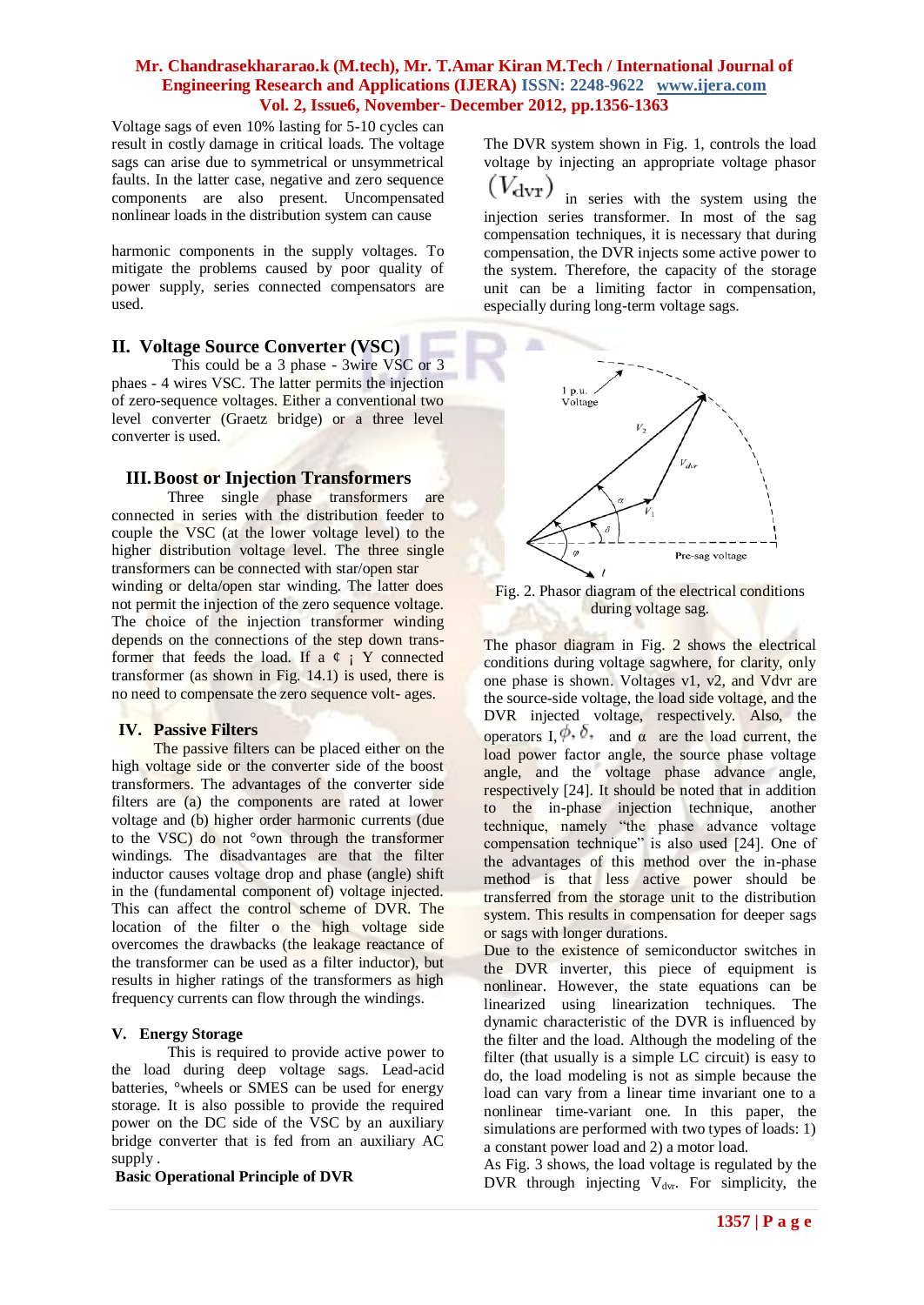Voltage sags of even 10% lasting for 5-10 cycles can result in costly damage in critical loads. The voltage sags can arise due to symmetrical or unsymmetrical faults. In the latter case, negative and zero sequence components are also present. Uncompensated nonlinear loads in the distribution system can cause

harmonic components in the supply voltages. To mitigate the problems caused by poor quality of power supply, series connected compensators are used.

## II. Voltage Source Converter (VSC)

This could be a 3 phase - 3wire VSC or 3 phaes - 4 wires VSC. The latter permits the injection of zero-sequence voltages. Either a conventional two level converter (Graetz bridge) or a three level converter is used.

## III. Boost or Injection Transformers

Three single phase transformers are connected in series with the distribution feeder to couple the VSC (at the lower voltage level) to the higher distribution voltage level. The three single transformers can be connected with star/open star winding or delta/open star winding. The latter does not permit the injection of the zero sequence voltage. The choice of the injection transformer winding depends on the connections of the step down trans-former that feeds the load. If a ¢ ¡ Y connected transformer (as shown in Fig. 14.1) is used, there is no need to compensate the zero sequence volt- ages.

## IV. Passive Filters

The passive filters can be placed either on the high voltage side or the converter side of the boost transformers. The advantages of the converter side filters are (a) the components are rated at lower voltage and (b) higher order harmonic currents (due to the VSC) do not °own through the transformer windings. The disadvantages are that the filter inductor causes voltage drop and phase (angle) shift in the (fundamental component of) voltage injected. This can affect the control scheme of DVR. The location of the filter o the high voltage side overcomes the drawbacks (the leakage reactance of the transformer can be used as a filter inductor), but results in higher ratings of the transformers as high frequency currents can flow through the windings.

## V. Energy Storage

This is required to provide active power to the load during deep voltage sags. Lead-acid batteries, °wheels or SMES can be used for energy storage. It is also possible to provide the required power on the DC side of the VSC by an auxiliary bridge converter that is fed from an auxiliary AC supply .

**Basic Operational Principle of DVR**

The DVR system shown in Fig. 1, controls the load voltage by injecting an appropriate voltage phasor $(V_{dvr})$ in series with the system using the injection series transformer. In most of the sag compensation techniques, it is necessary that during compensation, the DVR injects some active power to the system. Therefore, the capacity of the storage unit can be a limiting factor in compensation, especially during long-term voltage sags.

Fig. 2. Phasor diagram of the electrical conditions during voltage sag.

The phasor diagram in Fig. 2 shows the electrical conditions during voltage sagwhere, for clarity, only one phase is shown. Voltages v1, v2, and Vdvr are the source-side voltage, the load side voltage, and the DVR injected voltage, respectively. Also, the operators I, $\phi$, $\delta$, and $\alpha$ are the load current, the load power factor angle, the source phase voltage angle, and the voltage phase advance angle, respectively [24]. It should be noted that in addition to the in-phase injection technique, another technique, namely "the phase advance voltage compensation technique" is also used [24]. One of the advantages of this method over the in-phase method is that less active power should be transferred from the storage unit to the distribution system. This results in compensation for deeper sags or sags with longer durations.

Due to the existence of semiconductor switches in the DVR inverter, this piece of equipment is nonlinear. However, the state equations can be linearized using linearization techniques. The dynamic characteristic of the DVR is influenced by the filter and the load. Although the modeling of the filter (that usually is a simple LC circuit) is easy to do, the load modeling is not as simple because the load can vary from a linear time invariant one to a nonlinear time-variant one. In this paper, the simulations are performed with two types of loads: 1) a constant power load and 2) a motor load.

As Fig. 3 shows, the load voltage is regulated by the DVR through injecting $V_{dvr}$. For simplicity, the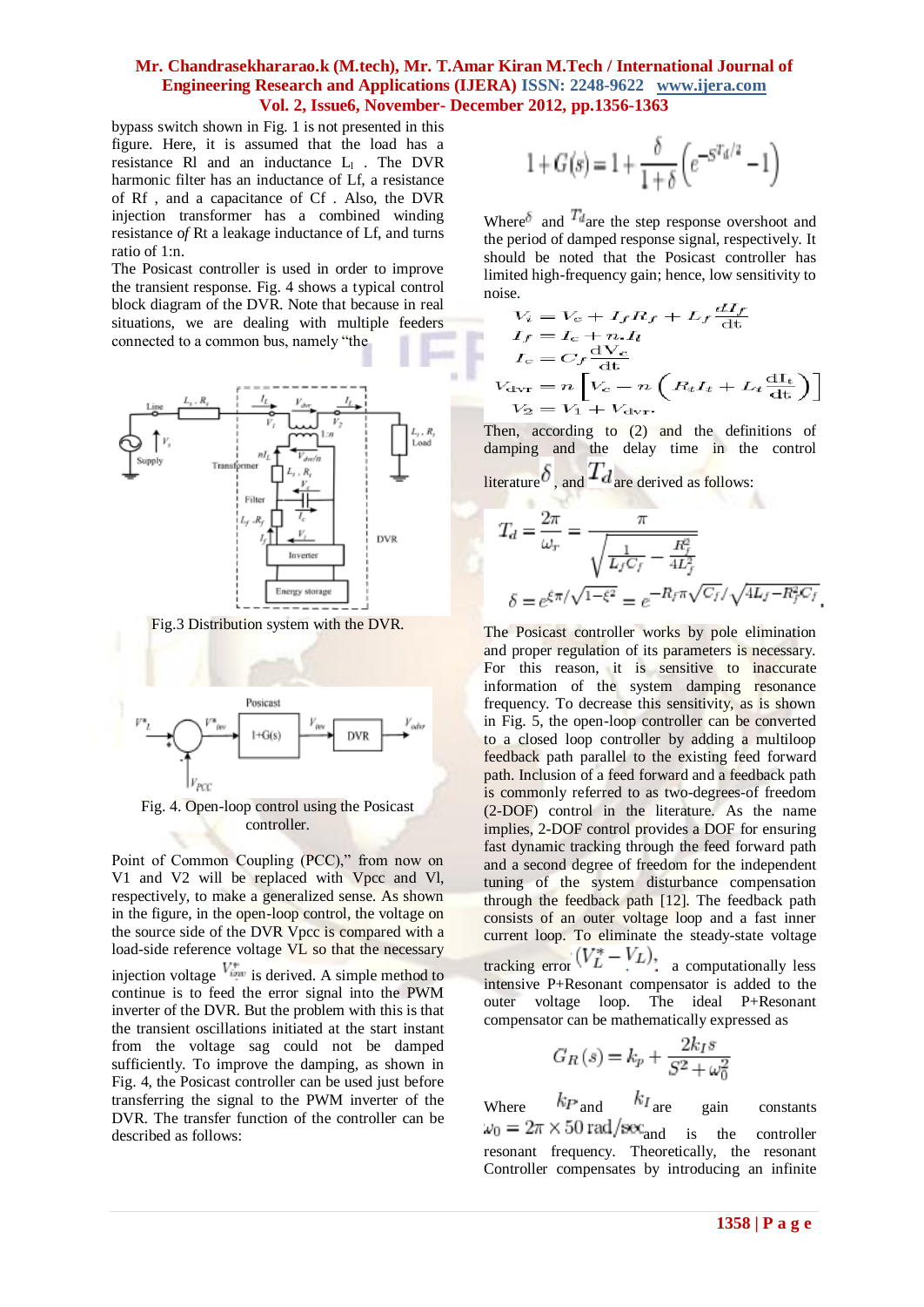bypass switch shown in Fig. 1 is not presented in this figure. Here, it is assumed that the load has a resistance Rl and an inductance $L_l$ . The DVR harmonic filter has an inductance of Lf, a resistance of Rf , and a capacitance of Cf . Also, the DVR injection transformer has a combined winding resistance of Rt a leakage inductance of Lf, and turns ratio of 1:n.

The Posicast controller is used in order to improve the transient response. Fig. 4 shows a typical control block diagram of the DVR. Note that because in real situations, we are dealing with multiple feeders connected to a common bus, namely "the

Fig.3 Distribution system with the DVR.

Fig. 4. Open-loop control using the Posicast controller.

Point of Common Coupling (PCC)," from now on V1 and V2 will be replaced with Vpcc and Vl, respectively, to make a generalized sense. As shown in the figure, in the open-loop control, the voltage on the source side of the DVR Vpcc is compared with a load-side reference voltage VL so that the necessary injection voltage $V^{*}_{dvr}$ is derived. A simple method to continue is to feed the error signal into the PWM inverter of the DVR. But the problem with this is that the transient oscillations initiated at the start instant from the voltage sag could not be damped sufficiently. To improve the damping, as shown in Fig. 4, the Posicast controller can be used just before transferring the signal to the PWM inverter of the DVR. The transfer function of the controller can be described as follows:

$$1+G(s)=1+\frac{\delta}{1+\delta}\left(e^{-sT_d/2}-1\right)$$

Where $\delta$ and $T_d$ are the step response overshoot and the period of damped response signal, respectively. It should be noted that the Posicast controller has limited high-frequency gain; hence, low sensitivity to noise.

$$V_i = V_c + I_f R_f + L_f \frac{dI_f}{dt}$$
$$I_f = I_c + n.I_l$$
$$I_c = C_f \frac{dV_c}{dt}$$
$$V_{dvr} = n\left[V_c - n\left(R_t I_t + L_t \frac{dI_t}{dt}\right)\right]$$
$$V_2 = V_1 + V_{dvr}.$$

Then, according to (2) and the definitions of damping and the delay time in the control literature $\delta$ , and $T_d$ are derived as follows:

$$T_d = \frac{2\pi}{\omega_r} = \frac{\pi}{\sqrt{\frac{1}{L_f C_f} - \frac{R_f^2}{4L_f^2}}}$$

$$\delta = e^{\xi\pi/\sqrt{1-\xi^2}} = e^{-R_f\pi\sqrt{C_f}/\sqrt{4L_f - R_f^2 C_f}}.$$

The Posicast controller works by pole elimination and proper regulation of its parameters is necessary. For this reason, it is sensitive to inaccurate information of the system damping resonance frequency. To decrease this sensitivity, as is shown in Fig. 5, the open-loop controller can be converted to a closed loop controller by adding a multiloop feedback path parallel to the existing feed forward path. Inclusion of a feed forward and a feedback path is commonly referred to as two-degrees-of freedom (2-DOF) control in the literature. As the name implies, 2-DOF control provides a DOF for ensuring fast dynamic tracking through the feed forward path and a second degree of freedom for the independent tuning of the system disturbance compensation through the feedback path [12]. The feedback path consists of an outer voltage loop and a fast inner current loop. To eliminate the steady-state voltage tracking error $(V_L^* - V_L)$, a computationally less intensive P+Resonant compensator is added to the outer voltage loop. The ideal P+Resonant compensator can be mathematically expressed as

$$G_R(s) = k_p + \frac{2k_I s}{S^2 + \omega_0^2}$$

Where $k_P$ and $k_I$ are gain constants $\omega_0 = 2\pi \times 50\ \mathrm{rad/sec}$ and is the controller resonant frequency. Theoretically, the resonant Controller compensates by introducing an infinite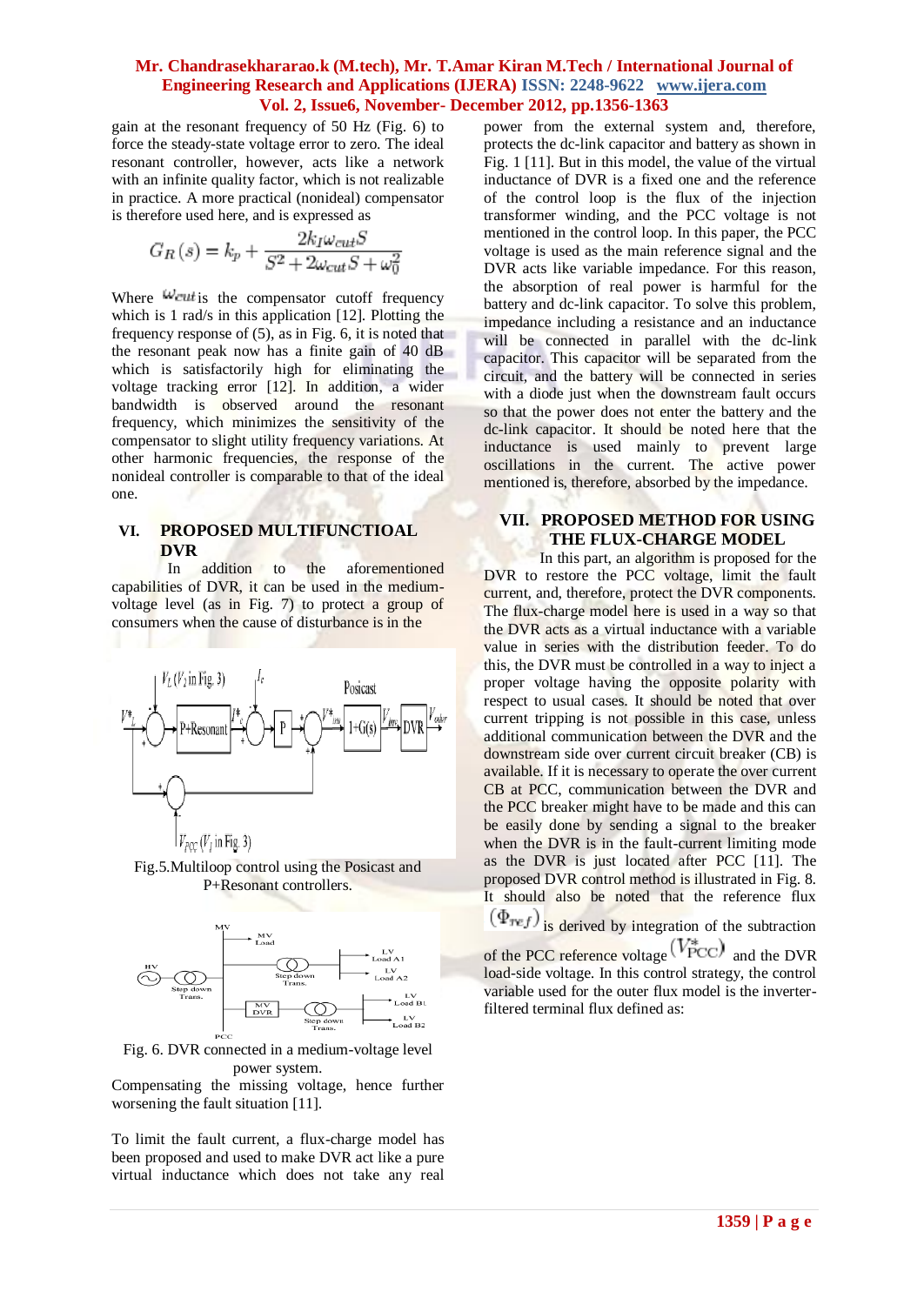gain at the resonant frequency of 50 Hz (Fig. 6) to force the steady-state voltage error to zero. The ideal resonant controller, however, acts like a network with an infinite quality factor, which is not realizable in practice. A more practical (nonideal) compensator is therefore used here, and is expressed as

$$G_R(s) = k_p + \frac{2k_I\omega_{cut}S}{S^2 + 2\omega_{cut}S + \omega_0^2}$$

Where $\omega_{cut}$ is the compensator cutoff frequency which is 1 rad/s in this application [12]. Plotting the frequency response of (5), as in Fig. 6, it is noted that the resonant peak now has a finite gain of 40 dB which is satisfactorily high for eliminating the voltage tracking error [12]. In addition, a wider bandwidth is observed around the resonant frequency, which minimizes the sensitivity of the compensator to slight utility frequency variations. At other harmonic frequencies, the response of the nonideal controller is comparable to that of the ideal one.

## VI. PROPOSED MULTIFUNCTIOAL DVR

In addition to the aforementioned capabilities of DVR, it can be used in the medium-voltage level (as in Fig. 7) to protect a group of consumers when the cause of disturbance is in the

Fig.5.Multiloop control using the Posicast and P+Resonant controllers.

Fig. 6. DVR connected in a medium-voltage level power system.

Compensating the missing voltage, hence further worsening the fault situation [11].

To limit the fault current, a flux-charge model has been proposed and used to make DVR act like a pure virtual inductance which does not take any real power from the external system and, therefore, protects the dc-link capacitor and battery as shown in Fig. 1 [11]. But in this model, the value of the virtual inductance of DVR is a fixed one and the reference of the control loop is the flux of the injection transformer winding, and the PCC voltage is not mentioned in the control loop. In this paper, the PCC voltage is used as the main reference signal and the DVR acts like variable impedance. For this reason, the absorption of real power is harmful for the battery and dc-link capacitor. To solve this problem, impedance including a resistance and an inductance will be connected in parallel with the dc-link capacitor. This capacitor will be separated from the circuit, and the battery will be connected in series with a diode just when the downstream fault occurs so that the power does not enter the battery and the dc-link capacitor. It should be noted here that the inductance is used mainly to prevent large oscillations in the current. The active power mentioned is, therefore, absorbed by the impedance.

## VII. PROPOSED METHOD FOR USING THE FLUX-CHARGE MODEL

In this part, an algorithm is proposed for the DVR to restore the PCC voltage, limit the fault current, and, therefore, protect the DVR components. The flux-charge model here is used in a way so that the DVR acts as a virtual inductance with a variable value in series with the distribution feeder. To do this, the DVR must be controlled in a way to inject a proper voltage having the opposite polarity with respect to usual cases. It should be noted that over current tripping is not possible in this case, unless additional communication between the DVR and the downstream side over current circuit breaker (CB) is available. If it is necessary to operate the over current CB at PCC, communication between the DVR and the PCC breaker might have to be made and this can be easily done by sending a signal to the breaker when the DVR is in the fault-current limiting mode as the DVR is just located after PCC [11]. The proposed DVR control method is illustrated in Fig. 8. It should also be noted that the reference flux $(\Phi_{ref})$ is derived by integration of the subtraction of the PCC reference voltage $(V^*_{PCC})$ and the DVR load-side voltage. In this control strategy, the control variable used for the outer flux model is the inverter-filtered terminal flux defined as: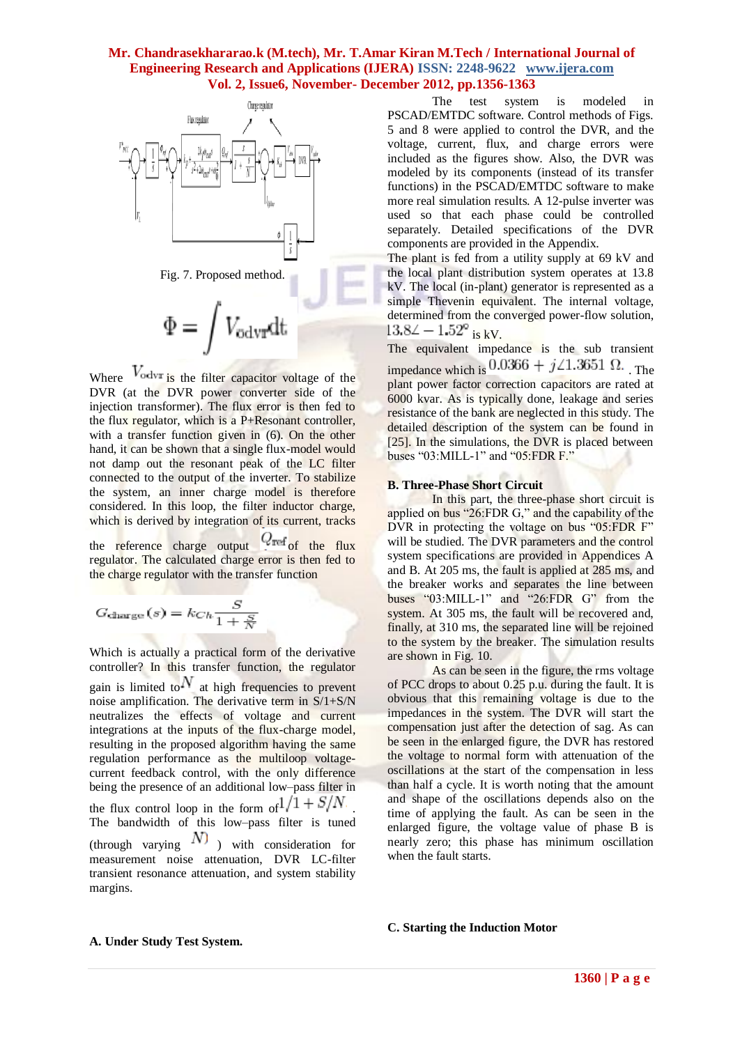Fig. 7. Proposed method.

$$\Phi = \int V_{\mathrm{odvr}} \mathrm{d}t$$

Where $V_{\mathrm{odvr}}$ is the filter capacitor voltage of the DVR (at the DVR power converter side of the injection transformer). The flux error is then fed to the flux regulator, which is a P+Resonant controller, with a transfer function given in (6). On the other hand, it can be shown that a single flux-model would not damp out the resonant peak of the LC filter connected to the output of the inverter. To stabilize the system, an inner charge model is therefore considered. In this loop, the filter inductor charge, which is derived by integration of its current, tracks the reference charge output $Q_{\mathrm{ref}}$ of the flux regulator. The calculated charge error is then fed to the charge regulator with the transfer function

$$G_{\mathrm{charge}}(s) = k_{Ch} \frac{S}{1 + \frac{S}{N}}$$

Which is actually a practical form of the derivative controller? In this transfer function, the regulator gain is limited to $N$ at high frequencies to prevent noise amplification. The derivative term in S/1+S/N neutralizes the effects of voltage and current integrations at the inputs of the flux-charge model, resulting in the proposed algorithm having the same regulation performance as the multiloop voltage-current feedback control, with the only difference being the presence of an additional low–pass filter in the flux control loop in the form of $1/1 + S/N$. The bandwidth of this low–pass filter is tuned (through varying $N$) with consideration for measurement noise attenuation, DVR LC-filter transient resonance attenuation, and system stability margins.

**A. Under Study Test System.**

The test system is modeled in PSCAD/EMTDC software. Control methods of Figs. 5 and 8 were applied to control the DVR, and the voltage, current, flux, and charge errors were included as the figures show. Also, the DVR was modeled by its components (instead of its transfer functions) in the PSCAD/EMTDC software to make more real simulation results. A 12-pulse inverter was used so that each phase could be controlled separately. Detailed specifications of the DVR components are provided in the Appendix.

The plant is fed from a utility supply at 69 kV and the local plant distribution system operates at 13.8 kV. The local (in-plant) generator is represented as a simple Thevenin equivalent. The internal voltage, determined from the converged power-flow solution, $13.8\angle -1.52^{\circ}$ is kV.

The equivalent impedance is the sub transient impedance which is $0.0366 + j\angle 1.3651\ \Omega$. The plant power factor correction capacitors are rated at 6000 kvar. As is typically done, leakage and series resistance of the bank are neglected in this study. The detailed description of the system can be found in [25]. In the simulations, the DVR is placed between buses "03:MILL-1" and "05:FDR F."

**B. Three-Phase Short Circuit**

In this part, the three-phase short circuit is applied on bus "26:FDR G," and the capability of the DVR in protecting the voltage on bus "05:FDR F" will be studied. The DVR parameters and the control system specifications are provided in Appendices A and B. At 205 ms, the fault is applied at 285 ms, and the breaker works and separates the line between buses "03:MILL-1" and "26:FDR G" from the system. At 305 ms, the fault will be recovered and, finally, at 310 ms, the separated line will be rejoined to the system by the breaker. The simulation results are shown in Fig. 10.

As can be seen in the figure, the rms voltage of PCC drops to about 0.25 p.u. during the fault. It is obvious that this remaining voltage is due to the impedances in the system. The DVR will start the compensation just after the detection of sag. As can be seen in the enlarged figure, the DVR has restored the voltage to normal form with attenuation of the oscillations at the start of the compensation in less than half a cycle. It is worth noting that the amount and shape of the oscillations depends also on the time of applying the fault. As can be seen in the enlarged figure, the voltage value of phase B is nearly zero; this phase has minimum oscillation when the fault starts.

**C. Starting the Induction Motor**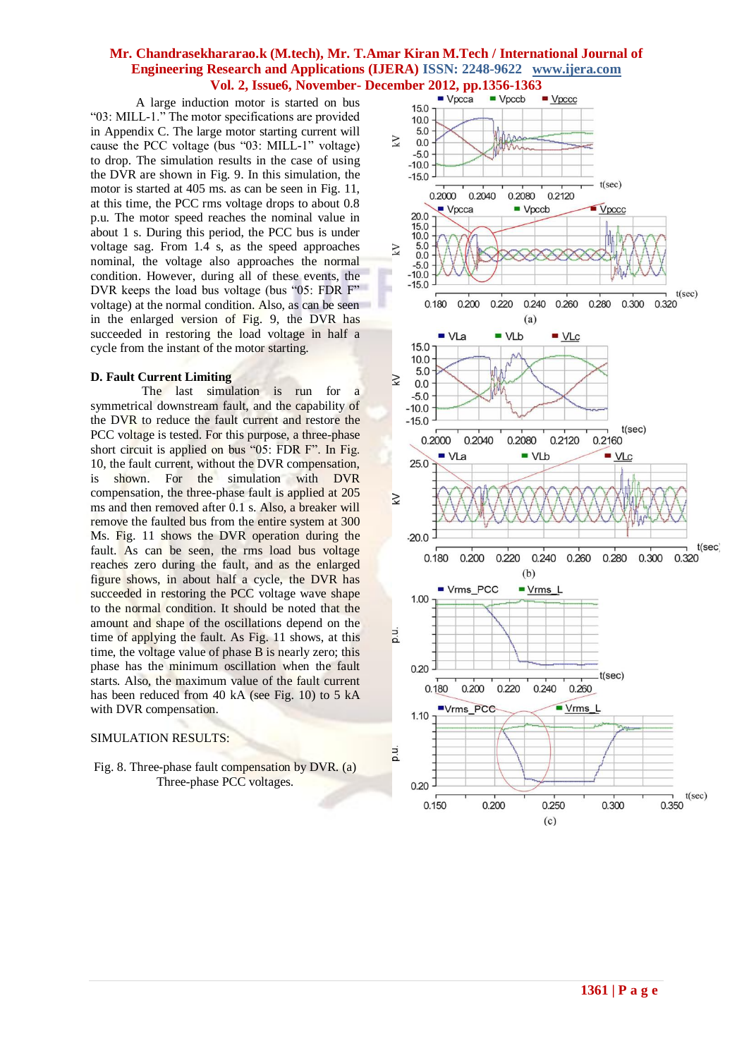A large induction motor is started on bus "03: MILL-1." The motor specifications are provided in Appendix C. The large motor starting current will cause the PCC voltage (bus "03: MILL-1" voltage) to drop. The simulation results in the case of using the DVR are shown in Fig. 9. In this simulation, the motor is started at 405 ms. as can be seen in Fig. 11, at this time, the PCC rms voltage drops to about 0.8 p.u. The motor speed reaches the nominal value in about 1 s. During this period, the PCC bus is under voltage sag. From 1.4 s, as the speed approaches nominal, the voltage also approaches the normal condition. However, during all of these events, the DVR keeps the load bus voltage (bus "05: FDR F" voltage) at the normal condition. Also, as can be seen in the enlarged version of Fig. 9, the DVR has succeeded in restoring the load voltage in half a cycle from the instant of the motor starting.

### D. Fault Current Limiting

The last simulation is run for a symmetrical downstream fault, and the capability of the DVR to reduce the fault current and restore the PCC voltage is tested. For this purpose, a three-phase short circuit is applied on bus "05: FDR F". In Fig. 10, the fault current, without the DVR compensation, is shown. For the simulation with DVR compensation, the three-phase fault is applied at 205 ms and then removed after 0.1 s. Also, a breaker will remove the faulted bus from the entire system at 300 Ms. Fig. 11 shows the DVR operation during the fault. As can be seen, the rms load bus voltage reaches zero during the fault, and as the enlarged figure shows, in about half a cycle, the DVR has succeeded in restoring the PCC voltage wave shape to the normal condition. It should be noted that the amount and shape of the oscillations depend on the time of applying the fault. As Fig. 11 shows, at this time, the voltage value of phase B is nearly zero; this phase has the minimum oscillation when the fault starts. Also, the maximum value of the fault current has been reduced from 40 kA (see Fig. 10) to 5 kA with DVR compensation.

SIMULATION RESULTS:

Fig. 8. Three-phase fault compensation by DVR. (a) Three-phase PCC voltages.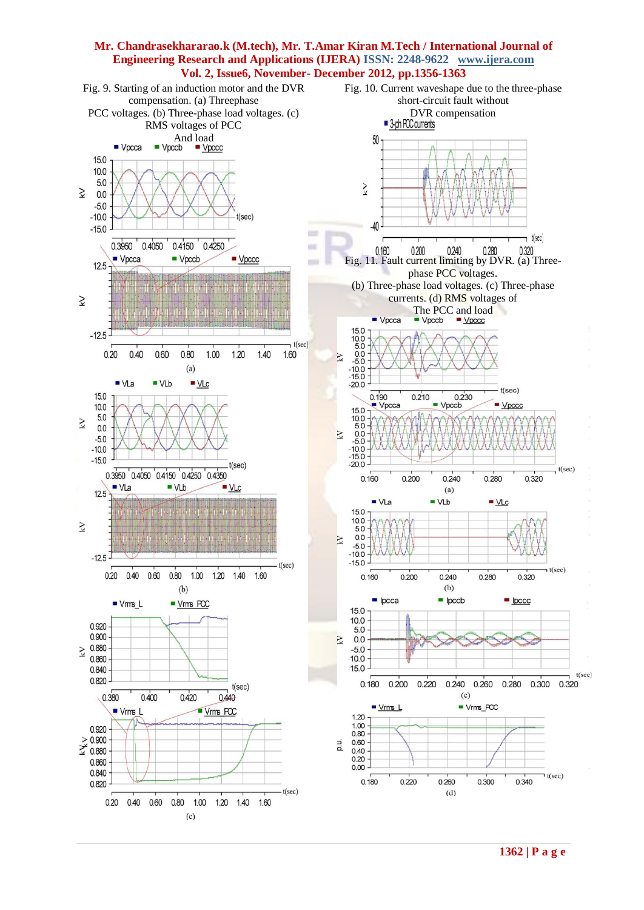Fig. 9. Starting of an induction motor and the DVR compensation. (a) Threephase PCC voltages. (b) Three-phase load voltages. (c) RMS voltages of PCC And load

Fig. 10. Current waveshape due to the three-phase short-circuit fault without DVR compensation

Fig. 11. Fault current limiting by DVR. (a) Three-phase PCC voltages. (b) Three-phase load voltages. (c) Three-phase currents. (d) RMS voltages of The PCC and load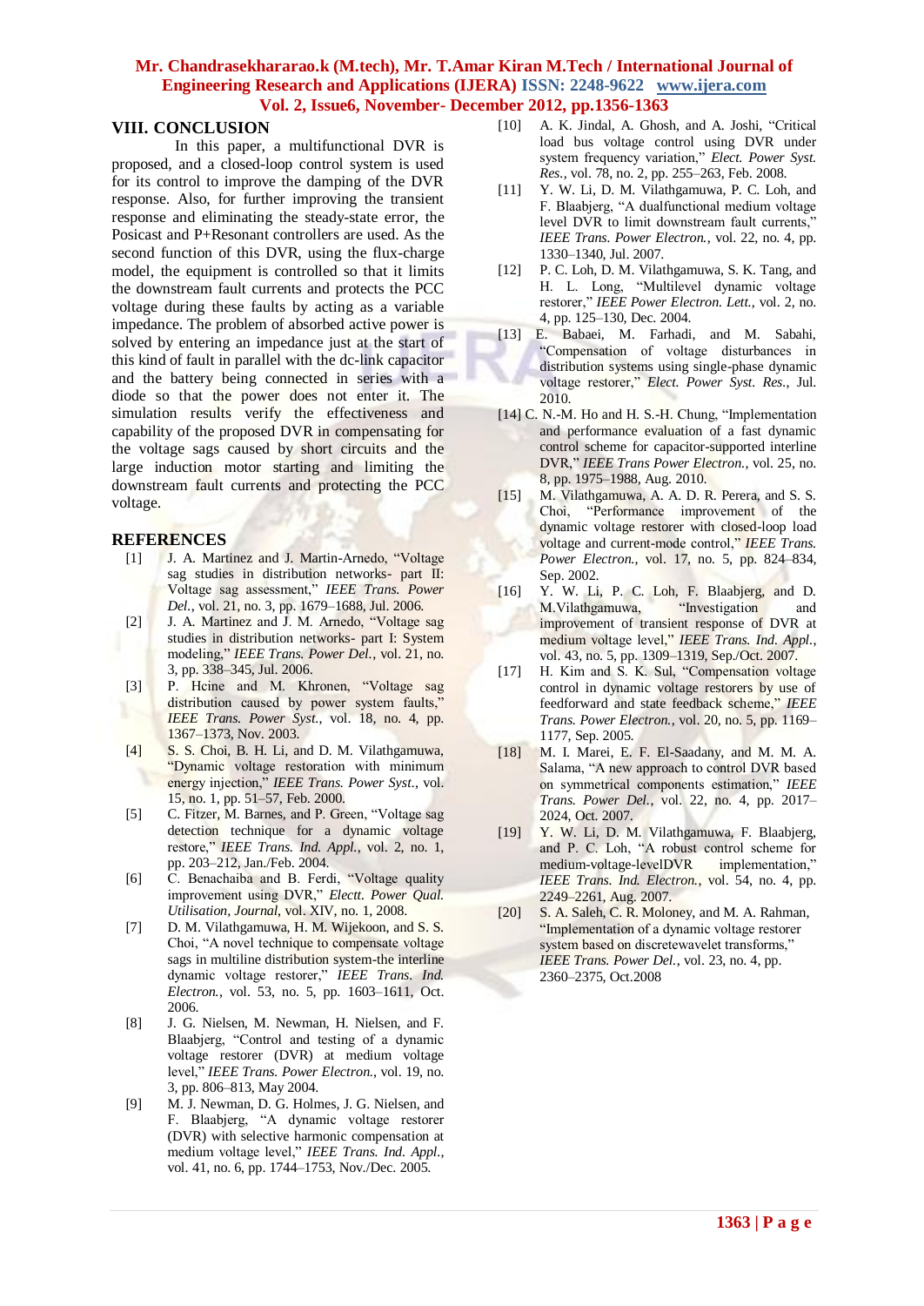## VIII. CONCLUSION

In this paper, a multifunctional DVR is proposed, and a closed-loop control system is used for its control to improve the damping of the DVR response. Also, for further improving the transient response and eliminating the steady-state error, the Posicast and P+Resonant controllers are used. As the second function of this DVR, using the flux-charge model, the equipment is controlled so that it limits the downstream fault currents and protects the PCC voltage during these faults by acting as a variable impedance. The problem of absorbed active power is solved by entering an impedance just at the start of this kind of fault in parallel with the dc-link capacitor and the battery being connected in series with a diode so that the power does not enter it. The simulation results verify the effectiveness and capability of the proposed DVR in compensating for the voltage sags caused by short circuits and the large induction motor starting and limiting the downstream fault currents and protecting the PCC voltage.

## REFERENCES

[1] J. A. Martinez and J. Martin-Arnedo, "Voltage sag studies in distribution networks- part II: Voltage sag assessment," *IEEE Trans. Power Del.*, vol. 21, no. 3, pp. 1679–1688, Jul. 2006.

[2] J. A. Martinez and J. M. Arnedo, "Voltage sag studies in distribution networks- part I: System modeling," *IEEE Trans. Power Del.*, vol. 21, no. 3, pp. 338–345, Jul. 2006.

[3] P. Hcine and M. Khronen, "Voltage sag distribution caused by power system faults," *IEEE Trans. Power Syst.*, vol. 18, no. 4, pp. 1367–1373, Nov. 2003.

[4] S. S. Choi, B. H. Li, and D. M. Vilathgamuwa, "Dynamic voltage restoration with minimum energy injection," *IEEE Trans. Power Syst.*, vol. 15, no. 1, pp. 51–57, Feb. 2000.

[5] C. Fitzer, M. Barnes, and P. Green, "Voltage sag detection technique for a dynamic voltage restore," *IEEE Trans. Ind. Appl.*, vol. 2, no. 1, pp. 203–212, Jan./Feb. 2004.

[6] C. Benachaiba and B. Ferdi, "Voltage quality improvement using DVR," *Electt. Power Qual. Utilisation, Journal*, vol. XIV, no. 1, 2008.

[7] D. M. Vilathgamuwa, H. M. Wijekoon, and S. S. Choi, "A novel technique to compensate voltage sags in multiline distribution system-the interline dynamic voltage restorer," *IEEE Trans. Ind. Electron.*, vol. 53, no. 5, pp. 1603–1611, Oct. 2006.

[8] J. G. Nielsen, M. Newman, H. Nielsen, and F. Blaabjerg, "Control and testing of a dynamic voltage restorer (DVR) at medium voltage level," *IEEE Trans. Power Electron.*, vol. 19, no. 3, pp. 806–813, May 2004.

[9] M. J. Newman, D. G. Holmes, J. G. Nielsen, and F. Blaabjerg, "A dynamic voltage restorer (DVR) with selective harmonic compensation at medium voltage level," *IEEE Trans. Ind. Appl.*, vol. 41, no. 6, pp. 1744–1753, Nov./Dec. 2005.

[10] A. K. Jindal, A. Ghosh, and A. Joshi, "Critical load bus voltage control using DVR under system frequency variation," *Elect. Power Syst. Res.*, vol. 78, no. 2, pp. 255–263, Feb. 2008.

[11] Y. W. Li, D. M. Vilathgamuwa, P. C. Loh, and F. Blaabjerg, "A dualfunctional medium voltage level DVR to limit downstream fault currents," *IEEE Trans. Power Electron.*, vol. 22, no. 4, pp. 1330–1340, Jul. 2007.

[12] P. C. Loh, D. M. Vilathgamuwa, S. K. Tang, and H. L. Long, "Multilevel dynamic voltage restorer," *IEEE Power Electron. Lett.*, vol. 2, no. 4, pp. 125–130, Dec. 2004.

[13] E. Babaei, M. Farhadi, and M. Sabahi, "Compensation of voltage disturbances in distribution systems using single-phase dynamic voltage restorer," *Elect. Power Syst. Res.*, Jul. 2010.

[14] C. N.-M. Ho and H. S.-H. Chung, "Implementation and performance evaluation of a fast dynamic control scheme for capacitor-supported interline DVR," *IEEE Trans Power Electron.*, vol. 25, no. 8, pp. 1975–1988, Aug. 2010.

[15] M. Vilathgamuwa, A. A. D. R. Perera, and S. S. Choi, "Performance improvement of the dynamic voltage restorer with closed-loop load voltage and current-mode control," *IEEE Trans. Power Electron.*, vol. 17, no. 5, pp. 824–834, Sep. 2002.

[16] Y. W. Li, P. C. Loh, F. Blaabjerg, and D. M.Vilathgamuwa, "Investigation and improvement of transient response of DVR at medium voltage level," *IEEE Trans. Ind. Appl.*, vol. 43, no. 5, pp. 1309–1319, Sep./Oct. 2007.

[17] H. Kim and S. K. Sul, "Compensation voltage control in dynamic voltage restorers by use of feedforward and state feedback scheme," *IEEE Trans. Power Electron.*, vol. 20, no. 5, pp. 1169–1177, Sep. 2005.

[18] M. I. Marei, E. F. El-Saadany, and M. M. A. Salama, "A new approach to control DVR based on symmetrical components estimation," *IEEE Trans. Power Del.*, vol. 22, no. 4, pp. 2017–2024, Oct. 2007.

[19] Y. W. Li, D. M. Vilathgamuwa, F. Blaabjerg, and P. C. Loh, "A robust control scheme for medium-voltage-levelDVR implementation," *IEEE Trans. Ind. Electron.*, vol. 54, no. 4, pp. 2249–2261, Aug. 2007.

[20] S. A. Saleh, C. R. Moloney, and M. A. Rahman, "Implementation of a dynamic voltage restorer system based on discretewavelet transforms," *IEEE Trans. Power Del.*, vol. 23, no. 4, pp. 2360–2375, Oct.2008